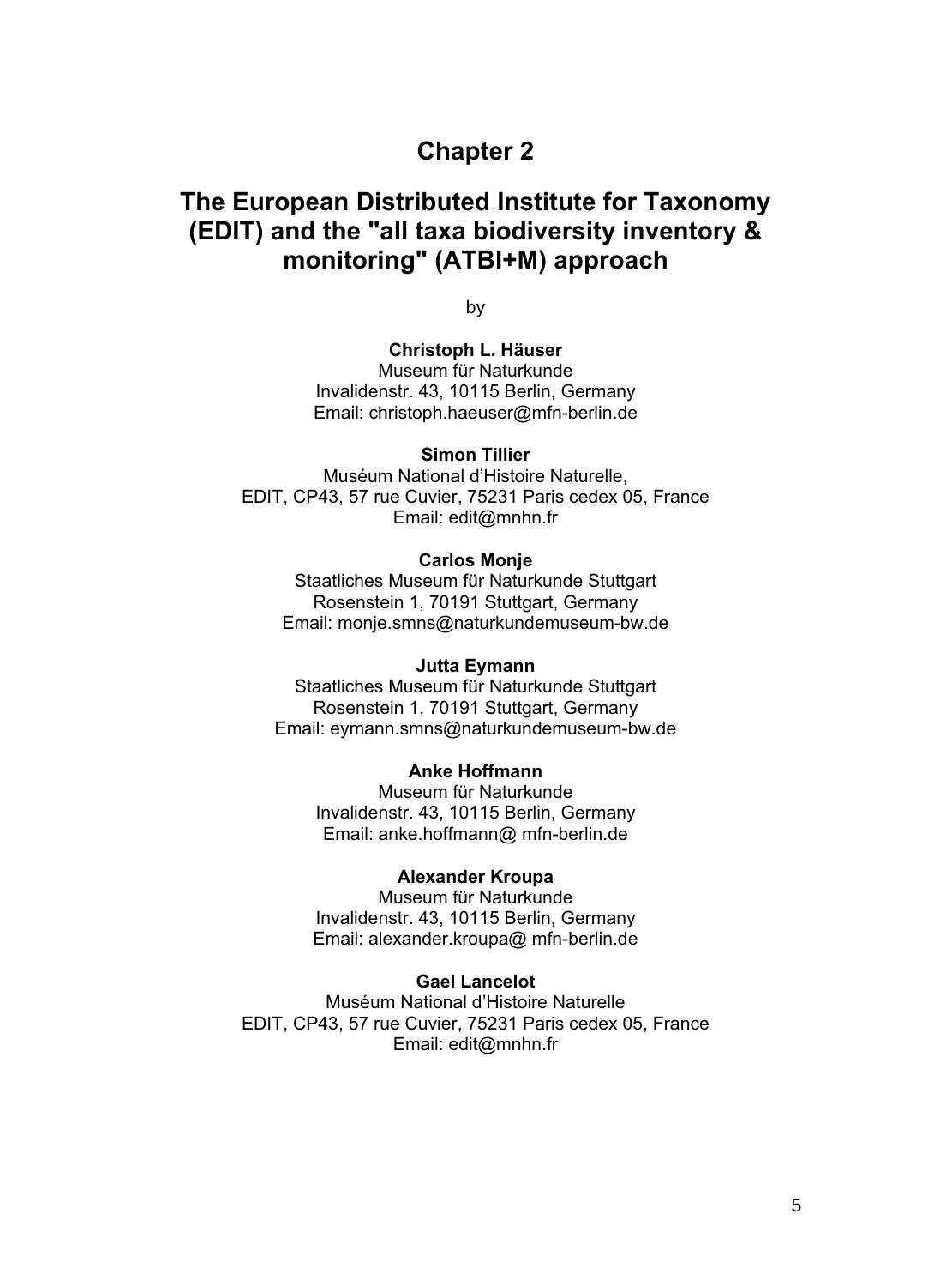# Chapter 2

# The European Distributed Institute for Taxonomy (EDIT) and the "all taxa biodiversity inventory & monitoring" (ATBI+M) approach

by

**Christoph L. Häuser**
Museum für Naturkunde
Invalidenstr. 43, 10115 Berlin, Germany
Email: christoph.haeuser@mfn-berlin.de

**Simon Tillier**
Muséum National d'Histoire Naturelle,
EDIT, CP43, 57 rue Cuvier, 75231 Paris cedex 05, France
Email: edit@mnhn.fr

**Carlos Monje**
Staatliches Museum für Naturkunde Stuttgart
Rosenstein 1, 70191 Stuttgart, Germany
Email: monje.smns@naturkundemuseum-bw.de

**Jutta Eymann**
Staatliches Museum für Naturkunde Stuttgart
Rosenstein 1, 70191 Stuttgart, Germany
Email: eymann.smns@naturkundemuseum-bw.de

**Anke Hoffmann**
Museum für Naturkunde
Invalidenstr. 43, 10115 Berlin, Germany
Email: anke.hoffmann@ mfn-berlin.de

**Alexander Kroupa**
Museum für Naturkunde
Invalidenstr. 43, 10115 Berlin, Germany
Email: alexander.kroupa@ mfn-berlin.de

**Gael Lancelot**
Muséum National d'Histoire Naturelle
EDIT, CP43, 57 rue Cuvier, 75231 Paris cedex 05, France
Email: edit@mnhn.fr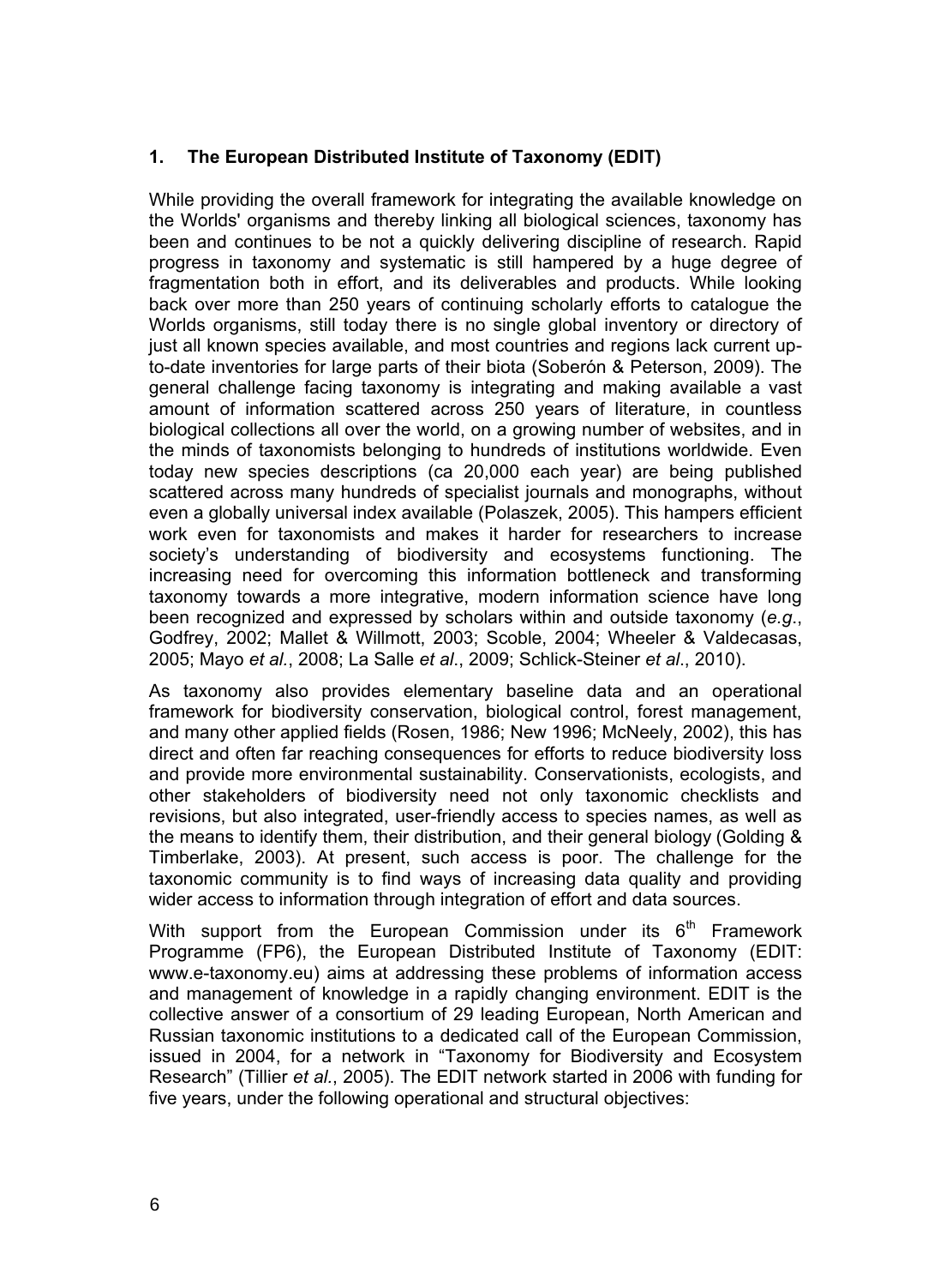## 1. The European Distributed Institute of Taxonomy (EDIT)

While providing the overall framework for integrating the available knowledge on the Worlds' organisms and thereby linking all biological sciences, taxonomy has been and continues to be not a quickly delivering discipline of research. Rapid progress in taxonomy and systematic is still hampered by a huge degree of fragmentation both in effort, and its deliverables and products. While looking back over more than 250 years of continuing scholarly efforts to catalogue the Worlds organisms, still today there is no single global inventory or directory of just all known species available, and most countries and regions lack current up-to-date inventories for large parts of their biota (Soberón & Peterson, 2009). The general challenge facing taxonomy is integrating and making available a vast amount of information scattered across 250 years of literature, in countless biological collections all over the world, on a growing number of websites, and in the minds of taxonomists belonging to hundreds of institutions worldwide. Even today new species descriptions (ca 20,000 each year) are being published scattered across many hundreds of specialist journals and monographs, without even a globally universal index available (Polaszek, 2005). This hampers efficient work even for taxonomists and makes it harder for researchers to increase society's understanding of biodiversity and ecosystems functioning. The increasing need for overcoming this information bottleneck and transforming taxonomy towards a more integrative, modern information science have long been recognized and expressed by scholars within and outside taxonomy (*e.g.*, Godfrey, 2002; Mallet & Willmott, 2003; Scoble, 2004; Wheeler & Valdecasas, 2005; Mayo *et al.*, 2008; La Salle *et al*., 2009; Schlick-Steiner *et al*., 2010).

As taxonomy also provides elementary baseline data and an operational framework for biodiversity conservation, biological control, forest management, and many other applied fields (Rosen, 1986; New 1996; McNeely, 2002), this has direct and often far reaching consequences for efforts to reduce biodiversity loss and provide more environmental sustainability. Conservationists, ecologists, and other stakeholders of biodiversity need not only taxonomic checklists and revisions, but also integrated, user-friendly access to species names, as well as the means to identify them, their distribution, and their general biology (Golding & Timberlake, 2003). At present, such access is poor. The challenge for the taxonomic community is to find ways of increasing data quality and providing wider access to information through integration of effort and data sources.

With support from the European Commission under its 6th Framework Programme (FP6), the European Distributed Institute of Taxonomy (EDIT: www.e-taxonomy.eu) aims at addressing these problems of information access and management of knowledge in a rapidly changing environment. EDIT is the collective answer of a consortium of 29 leading European, North American and Russian taxonomic institutions to a dedicated call of the European Commission, issued in 2004, for a network in "Taxonomy for Biodiversity and Ecosystem Research" (Tillier *et al.*, 2005). The EDIT network started in 2006 with funding for five years, under the following operational and structural objectives: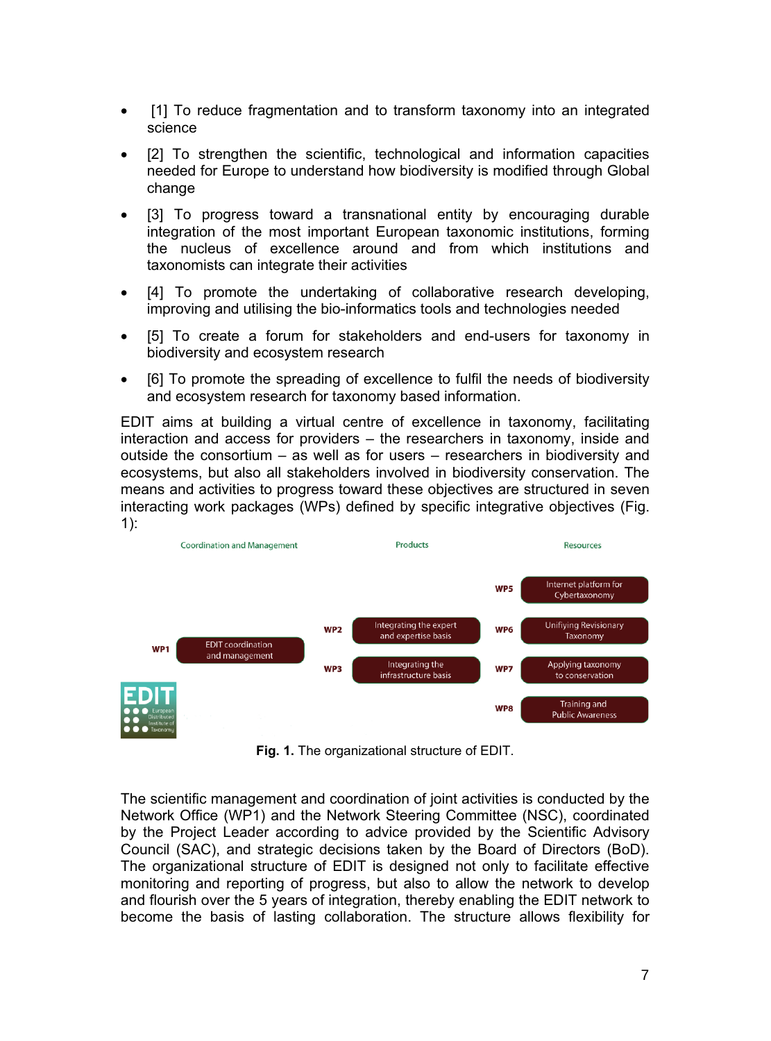- [1] To reduce fragmentation and to transform taxonomy into an integrated science
- [2] To strengthen the scientific, technological and information capacities needed for Europe to understand how biodiversity is modified through Global change
- [3] To progress toward a transnational entity by encouraging durable integration of the most important European taxonomic institutions, forming the nucleus of excellence around and from which institutions and taxonomists can integrate their activities
- [4] To promote the undertaking of collaborative research developing, improving and utilising the bio-informatics tools and technologies needed
- [5] To create a forum for stakeholders and end-users for taxonomy in biodiversity and ecosystem research
- [6] To promote the spreading of excellence to fulfil the needs of biodiversity and ecosystem research for taxonomy based information.

EDIT aims at building a virtual centre of excellence in taxonomy, facilitating interaction and access for providers – the researchers in taxonomy, inside and outside the consortium – as well as for users – researchers in biodiversity and ecosystems, but also all stakeholders involved in biodiversity conservation. The means and activities to progress toward these objectives are structured in seven interacting work packages (WPs) defined by specific integrative objectives (Fig. 1):

| Coordination and Management | Products | Resources |
|---|---|---|
| | | WP5 Internet platform for Cybertaxonomy |
| | WP2 Integrating the expert and expertise basis | WP6 Unifiying Revisionary Taxonomy |
| WP1 EDIT coordination and management | WP3 Integrating the infrastructure basis | WP7 Applying taxonomy to conservation |
| | | WP8 Training and Public Awareness |

**Fig. 1.** The organizational structure of EDIT.

The scientific management and coordination of joint activities is conducted by the Network Office (WP1) and the Network Steering Committee (NSC), coordinated by the Project Leader according to advice provided by the Scientific Advisory Council (SAC), and strategic decisions taken by the Board of Directors (BoD). The organizational structure of EDIT is designed not only to facilitate effective monitoring and reporting of progress, but also to allow the network to develop and flourish over the 5 years of integration, thereby enabling the EDIT network to become the basis of lasting collaboration. The structure allows flexibility for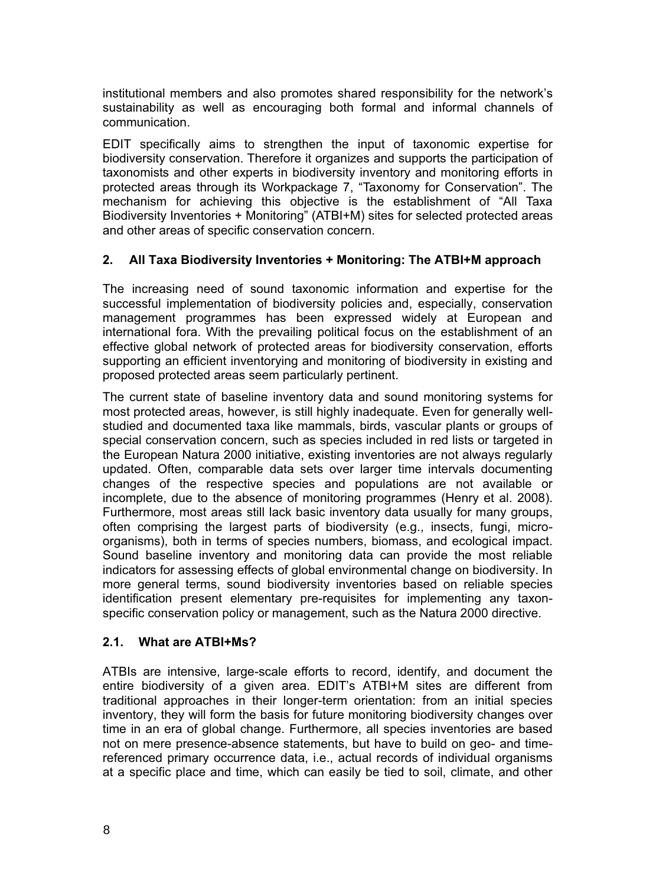institutional members and also promotes shared responsibility for the network's sustainability as well as encouraging both formal and informal channels of communication.

EDIT specifically aims to strengthen the input of taxonomic expertise for biodiversity conservation. Therefore it organizes and supports the participation of taxonomists and other experts in biodiversity inventory and monitoring efforts in protected areas through its Workpackage 7, "Taxonomy for Conservation". The mechanism for achieving this objective is the establishment of "All Taxa Biodiversity Inventories + Monitoring" (ATBI+M) sites for selected protected areas and other areas of specific conservation concern.

## 2. All Taxa Biodiversity Inventories + Monitoring: The ATBI+M approach

The increasing need of sound taxonomic information and expertise for the successful implementation of biodiversity policies and, especially, conservation management programmes has been expressed widely at European and international fora. With the prevailing political focus on the establishment of an effective global network of protected areas for biodiversity conservation, efforts supporting an efficient inventorying and monitoring of biodiversity in existing and proposed protected areas seem particularly pertinent.

The current state of baseline inventory data and sound monitoring systems for most protected areas, however, is still highly inadequate. Even for generally well-studied and documented taxa like mammals, birds, vascular plants or groups of special conservation concern, such as species included in red lists or targeted in the European Natura 2000 initiative, existing inventories are not always regularly updated. Often, comparable data sets over larger time intervals documenting changes of the respective species and populations are not available or incomplete, due to the absence of monitoring programmes (Henry et al. 2008). Furthermore, most areas still lack basic inventory data usually for many groups, often comprising the largest parts of biodiversity (e.g., insects, fungi, micro-organisms), both in terms of species numbers, biomass, and ecological impact. Sound baseline inventory and monitoring data can provide the most reliable indicators for assessing effects of global environmental change on biodiversity. In more general terms, sound biodiversity inventories based on reliable species identification present elementary pre-requisites for implementing any taxon-specific conservation policy or management, such as the Natura 2000 directive.

### 2.1. What are ATBI+Ms?

ATBIs are intensive, large-scale efforts to record, identify, and document the entire biodiversity of a given area. EDIT's ATBI+M sites are different from traditional approaches in their longer-term orientation: from an initial species inventory, they will form the basis for future monitoring biodiversity changes over time in an era of global change. Furthermore, all species inventories are based not on mere presence-absence statements, but have to build on geo- and time-referenced primary occurrence data, i.e., actual records of individual organisms at a specific place and time, which can easily be tied to soil, climate, and other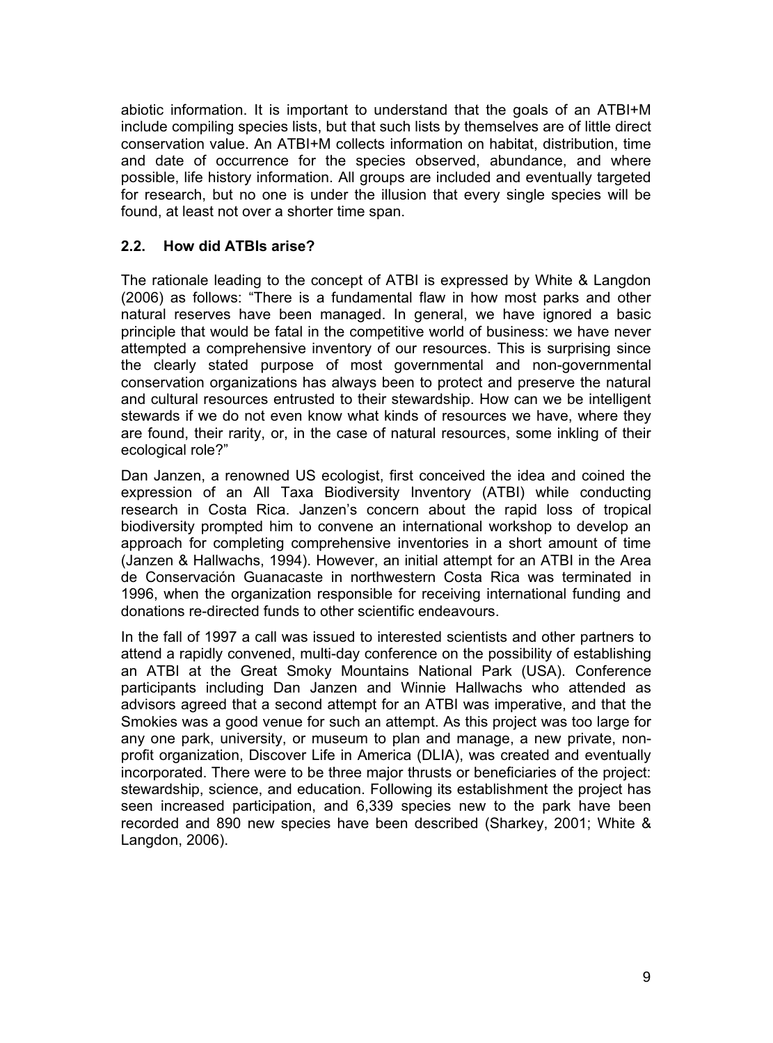abiotic information. It is important to understand that the goals of an ATBI+M include compiling species lists, but that such lists by themselves are of little direct conservation value. An ATBI+M collects information on habitat, distribution, time and date of occurrence for the species observed, abundance, and where possible, life history information. All groups are included and eventually targeted for research, but no one is under the illusion that every single species will be found, at least not over a shorter time span.

### 2.2. How did ATBIs arise?

The rationale leading to the concept of ATBI is expressed by White & Langdon (2006) as follows: "There is a fundamental flaw in how most parks and other natural reserves have been managed. In general, we have ignored a basic principle that would be fatal in the competitive world of business: we have never attempted a comprehensive inventory of our resources. This is surprising since the clearly stated purpose of most governmental and non-governmental conservation organizations has always been to protect and preserve the natural and cultural resources entrusted to their stewardship. How can we be intelligent stewards if we do not even know what kinds of resources we have, where they are found, their rarity, or, in the case of natural resources, some inkling of their ecological role?"

Dan Janzen, a renowned US ecologist, first conceived the idea and coined the expression of an All Taxa Biodiversity Inventory (ATBI) while conducting research in Costa Rica. Janzen's concern about the rapid loss of tropical biodiversity prompted him to convene an international workshop to develop an approach for completing comprehensive inventories in a short amount of time (Janzen & Hallwachs, 1994). However, an initial attempt for an ATBI in the Area de Conservación Guanacaste in northwestern Costa Rica was terminated in 1996, when the organization responsible for receiving international funding and donations re-directed funds to other scientific endeavours.

In the fall of 1997 a call was issued to interested scientists and other partners to attend a rapidly convened, multi-day conference on the possibility of establishing an ATBI at the Great Smoky Mountains National Park (USA). Conference participants including Dan Janzen and Winnie Hallwachs who attended as advisors agreed that a second attempt for an ATBI was imperative, and that the Smokies was a good venue for such an attempt. As this project was too large for any one park, university, or museum to plan and manage, a new private, non-profit organization, Discover Life in America (DLIA), was created and eventually incorporated. There were to be three major thrusts or beneficiaries of the project: stewardship, science, and education. Following its establishment the project has seen increased participation, and 6,339 species new to the park have been recorded and 890 new species have been described (Sharkey, 2001; White & Langdon, 2006).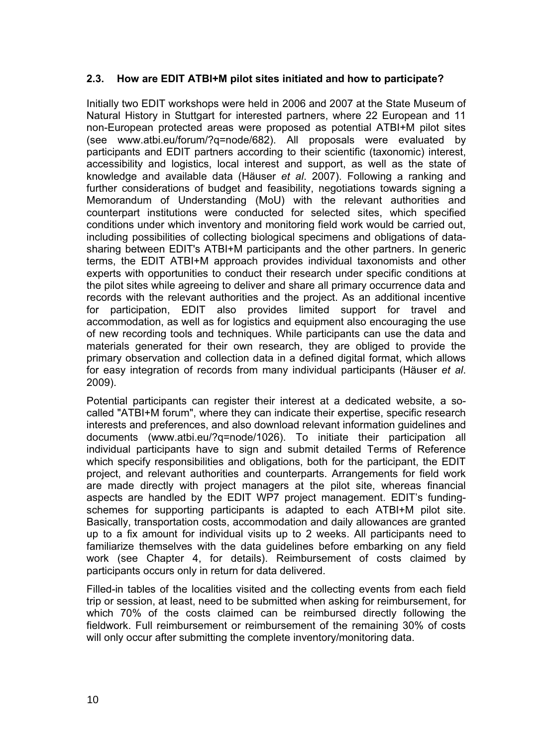### 2.3. How are EDIT ATBI+M pilot sites initiated and how to participate?

Initially two EDIT workshops were held in 2006 and 2007 at the State Museum of Natural History in Stuttgart for interested partners, where 22 European and 11 non-European protected areas were proposed as potential ATBI+M pilot sites (see www.atbi.eu/forum/?q=node/682). All proposals were evaluated by participants and EDIT partners according to their scientific (taxonomic) interest, accessibility and logistics, local interest and support, as well as the state of knowledge and available data (Häuser *et al*. 2007). Following a ranking and further considerations of budget and feasibility, negotiations towards signing a Memorandum of Understanding (MoU) with the relevant authorities and counterpart institutions were conducted for selected sites, which specified conditions under which inventory and monitoring field work would be carried out, including possibilities of collecting biological specimens and obligations of data-sharing between EDIT's ATBI+M participants and the other partners. In generic terms, the EDIT ATBI+M approach provides individual taxonomists and other experts with opportunities to conduct their research under specific conditions at the pilot sites while agreeing to deliver and share all primary occurrence data and records with the relevant authorities and the project. As an additional incentive for participation, EDIT also provides limited support for travel and accommodation, as well as for logistics and equipment also encouraging the use of new recording tools and techniques. While participants can use the data and materials generated for their own research, they are obliged to provide the primary observation and collection data in a defined digital format, which allows for easy integration of records from many individual participants (Häuser *et al*. 2009).

Potential participants can register their interest at a dedicated website, a so-called "ATBI+M forum", where they can indicate their expertise, specific research interests and preferences, and also download relevant information guidelines and documents (www.atbi.eu/?q=node/1026). To initiate their participation all individual participants have to sign and submit detailed Terms of Reference which specify responsibilities and obligations, both for the participant, the EDIT project, and relevant authorities and counterparts. Arrangements for field work are made directly with project managers at the pilot site, whereas financial aspects are handled by the EDIT WP7 project management. EDIT's funding-schemes for supporting participants is adapted to each ATBI+M pilot site. Basically, transportation costs, accommodation and daily allowances are granted up to a fix amount for individual visits up to 2 weeks. All participants need to familiarize themselves with the data guidelines before embarking on any field work (see Chapter 4, for details). Reimbursement of costs claimed by participants occurs only in return for data delivered.

Filled-in tables of the localities visited and the collecting events from each field trip or session, at least, need to be submitted when asking for reimbursement, for which 70% of the costs claimed can be reimbursed directly following the fieldwork. Full reimbursement or reimbursement of the remaining 30% of costs will only occur after submitting the complete inventory/monitoring data.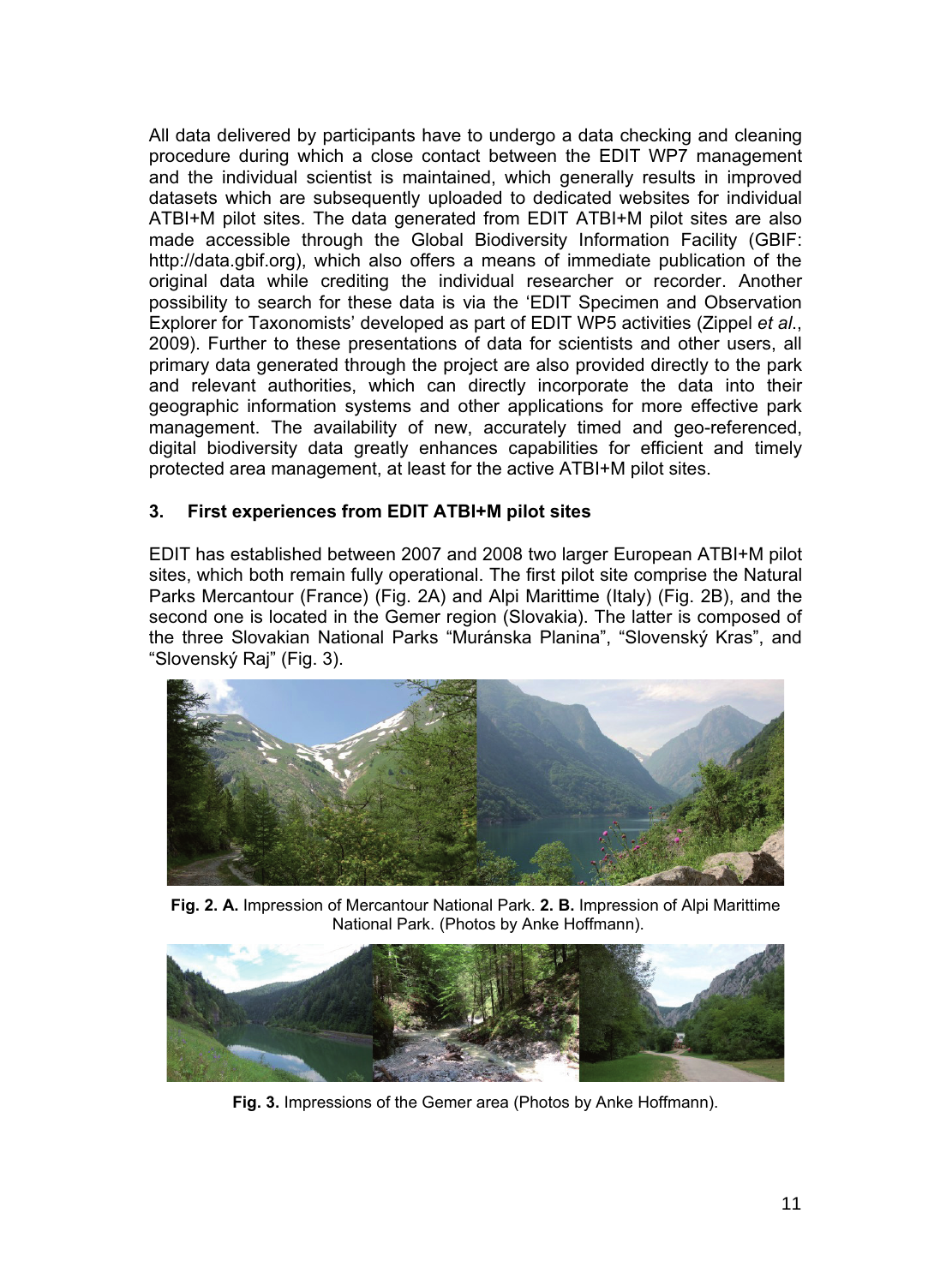All data delivered by participants have to undergo a data checking and cleaning procedure during which a close contact between the EDIT WP7 management and the individual scientist is maintained, which generally results in improved datasets which are subsequently uploaded to dedicated websites for individual ATBI+M pilot sites. The data generated from EDIT ATBI+M pilot sites are also made accessible through the Global Biodiversity Information Facility (GBIF: http://data.gbif.org), which also offers a means of immediate publication of the original data while crediting the individual researcher or recorder. Another possibility to search for these data is via the 'EDIT Specimen and Observation Explorer for Taxonomists' developed as part of EDIT WP5 activities (Zippel *et al*., 2009). Further to these presentations of data for scientists and other users, all primary data generated through the project are also provided directly to the park and relevant authorities, which can directly incorporate the data into their geographic information systems and other applications for more effective park management. The availability of new, accurately timed and geo-referenced, digital biodiversity data greatly enhances capabilities for efficient and timely protected area management, at least for the active ATBI+M pilot sites.

## 3. First experiences from EDIT ATBI+M pilot sites

EDIT has established between 2007 and 2008 two larger European ATBI+M pilot sites, which both remain fully operational. The first pilot site comprise the Natural Parks Mercantour (France) (Fig. 2A) and Alpi Marittime (Italy) (Fig. 2B), and the second one is located in the Gemer region (Slovakia). The latter is composed of the three Slovakian National Parks "Muránska Planina", "Slovenský Kras", and "Slovenský Raj" (Fig. 3).

**Fig. 2. A.** Impression of Mercantour National Park. **2. B.** Impression of Alpi Marittime National Park. (Photos by Anke Hoffmann).

**Fig. 3.** Impressions of the Gemer area (Photos by Anke Hoffmann).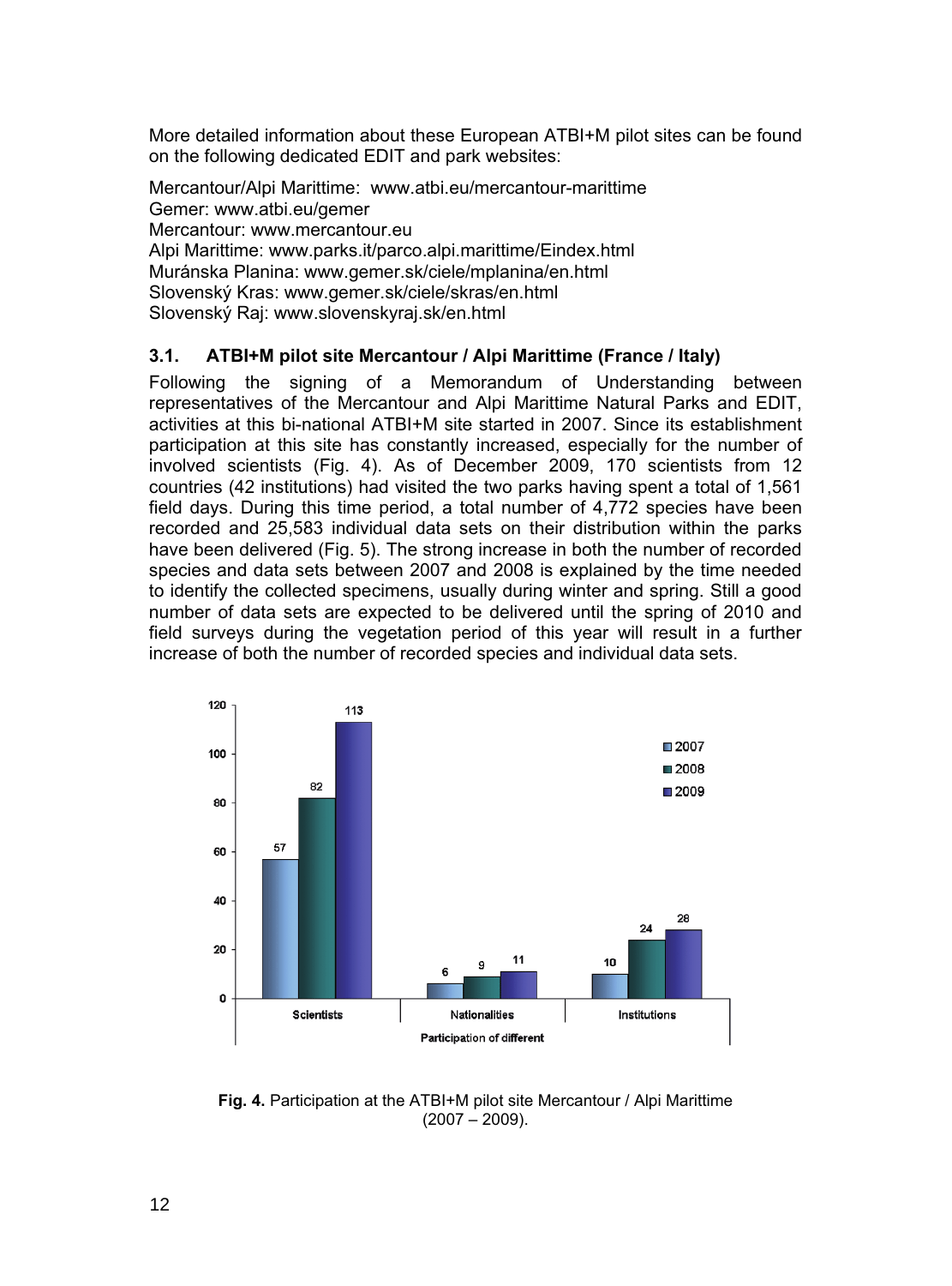More detailed information about these European ATBI+M pilot sites can be found on the following dedicated EDIT and park websites:

Mercantour/Alpi Marittime: www.atbi.eu/mercantour-marittime
Gemer: www.atbi.eu/gemer
Mercantour: www.mercantour.eu
Alpi Marittime: www.parks.it/parco.alpi.marittime/Eindex.html
Muránska Planina: www.gemer.sk/ciele/mplanina/en.html
Slovenský Kras: www.gemer.sk/ciele/skras/en.html
Slovenský Raj: www.slovenskyraj.sk/en.html

### 3.1. ATBI+M pilot site Mercantour / Alpi Marittime (France / Italy)

Following the signing of a Memorandum of Understanding between representatives of the Mercantour and Alpi Marittime Natural Parks and EDIT, activities at this bi-national ATBI+M site started in 2007. Since its establishment participation at this site has constantly increased, especially for the number of involved scientists (Fig. 4). As of December 2009, 170 scientists from 12 countries (42 institutions) had visited the two parks having spent a total of 1,561 field days. During this time period, a total number of 4,772 species have been recorded and 25,583 individual data sets on their distribution within the parks have been delivered (Fig. 5). The strong increase in both the number of recorded species and data sets between 2007 and 2008 is explained by the time needed to identify the collected specimens, usually during winter and spring. Still a good number of data sets are expected to be delivered until the spring of 2010 and field surveys during the vegetation period of this year will result in a further increase of both the number of recorded species and individual data sets.

| Participation of different | 2007 | 2008 | 2009 |
|---|---|---|---|
| Scientists | 57 | 82 | 113 |
| Nationalities | 6 | 9 | 11 |
| Institutions | 10 | 24 | 28 |

**Fig. 4.** Participation at the ATBI+M pilot site Mercantour / Alpi Marittime (2007 – 2009).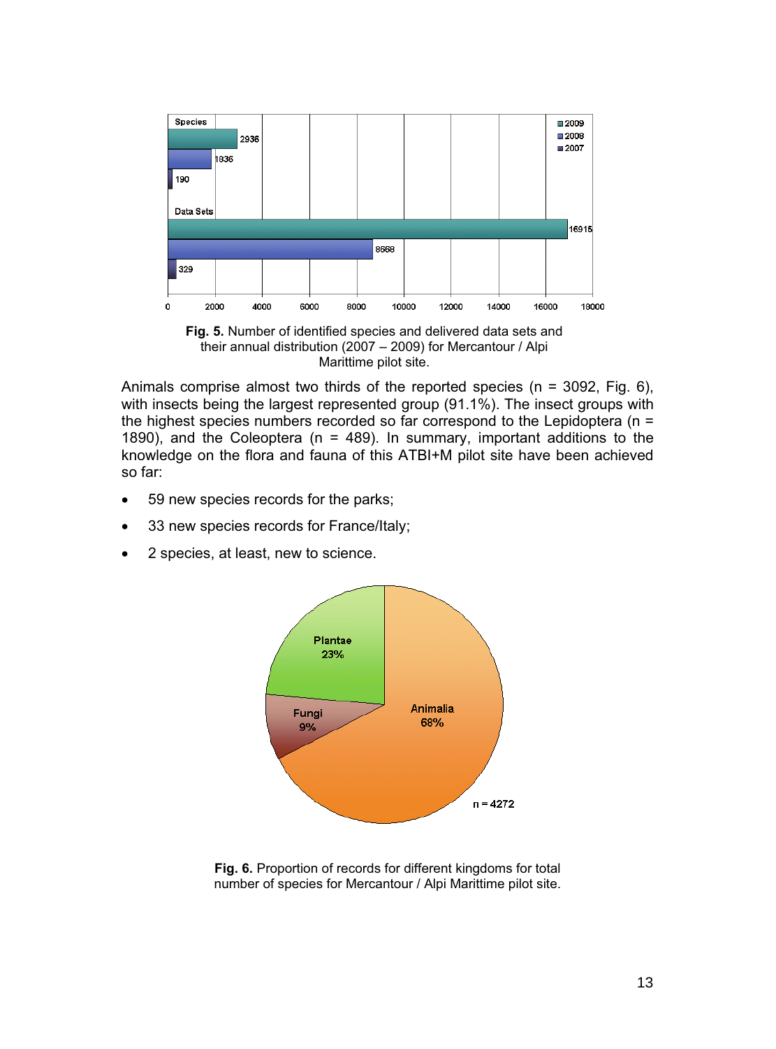**Fig. 5.** Number of identified species and delivered data sets and their annual distribution (2007 – 2009) for Mercantour / Alpi Marittime pilot site.

Animals comprise almost two thirds of the reported species (n = 3092, Fig. 6), with insects being the largest represented group (91.1%). The insect groups with the highest species numbers recorded so far correspond to the Lepidoptera (n = 1890), and the Coleoptera (n = 489). In summary, important additions to the knowledge on the flora and fauna of this ATBI+M pilot site have been achieved so far:

- 59 new species records for the parks;
- 33 new species records for France/Italy;
- 2 species, at least, new to science.

**Fig. 6.** Proportion of records for different kingdoms for total number of species for Mercantour / Alpi Marittime pilot site.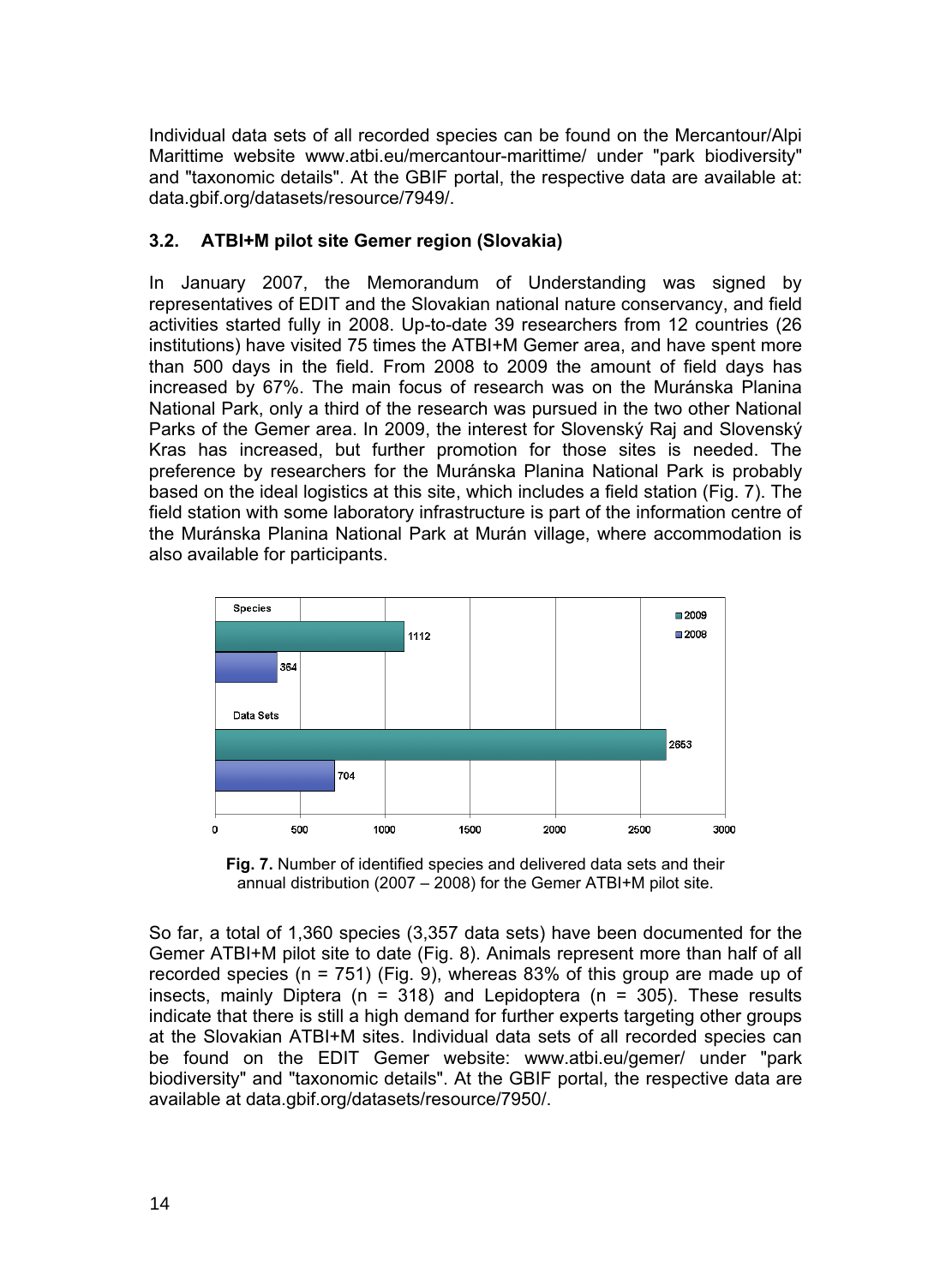Individual data sets of all recorded species can be found on the Mercantour/Alpi Marittime website www.atbi.eu/mercantour-marittime/ under "park biodiversity" and "taxonomic details". At the GBIF portal, the respective data are available at: data.gbif.org/datasets/resource/7949/.

### 3.2. ATBI+M pilot site Gemer region (Slovakia)

In January 2007, the Memorandum of Understanding was signed by representatives of EDIT and the Slovakian national nature conservancy, and field activities started fully in 2008. Up-to-date 39 researchers from 12 countries (26 institutions) have visited 75 times the ATBI+M Gemer area, and have spent more than 500 days in the field. From 2008 to 2009 the amount of field days has increased by 67%. The main focus of research was on the Muránska Planina National Park, only a third of the research was pursued in the two other National Parks of the Gemer area. In 2009, the interest for Slovenský Raj and Slovenský Kras has increased, but further promotion for those sites is needed. The preference by researchers for the Muránska Planina National Park is probably based on the ideal logistics at this site, which includes a field station (Fig. 7). The field station with some laboratory infrastructure is part of the information centre of the Muránska Planina National Park at Murán village, where accommodation is also available for participants.

| | 2009 | 2008 |
|---|---|---|
| Species | 1112 | 364 |
| Data Sets | 2653 | 704 |

**Fig. 7.** Number of identified species and delivered data sets and their annual distribution (2007 – 2008) for the Gemer ATBI+M pilot site.

So far, a total of 1,360 species (3,357 data sets) have been documented for the Gemer ATBI+M pilot site to date (Fig. 8). Animals represent more than half of all recorded species (n = 751) (Fig. 9), whereas 83% of this group are made up of insects, mainly Diptera (n = 318) and Lepidoptera (n = 305). These results indicate that there is still a high demand for further experts targeting other groups at the Slovakian ATBI+M sites. Individual data sets of all recorded species can be found on the EDIT Gemer website: www.atbi.eu/gemer/ under "park biodiversity" and "taxonomic details". At the GBIF portal, the respective data are available at data.gbif.org/datasets/resource/7950/.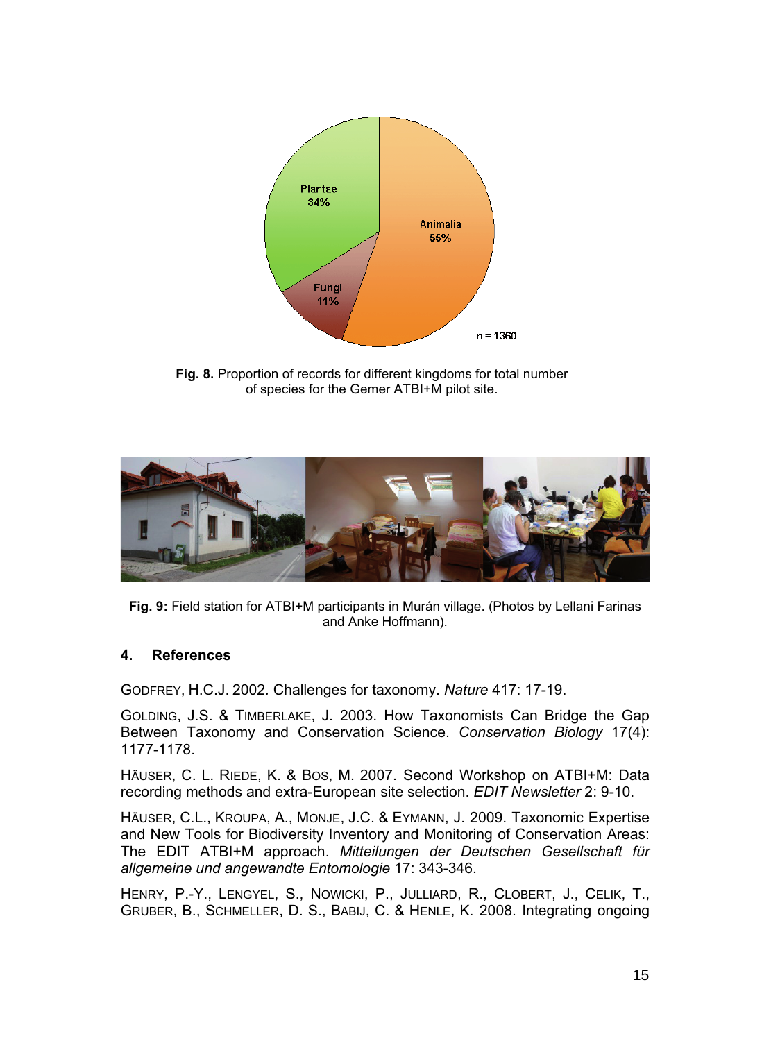Fig. 8. Proportion of records for different kingdoms for total number of species for the Gemer ATBI+M pilot site.

Fig. 9: Field station for ATBI+M participants in Murán village. (Photos by Lellani Farinas and Anke Hoffmann).

## 4. References

GODFREY, H.C.J. 2002. Challenges for taxonomy. *Nature* 417: 17-19.

GOLDING, J.S. & TIMBERLAKE, J. 2003. How Taxonomists Can Bridge the Gap Between Taxonomy and Conservation Science. *Conservation Biology* 17(4): 1177-1178.

HÄUSER, C. L. RIEDE, K. & BOS, M. 2007. Second Workshop on ATBI+M: Data recording methods and extra-European site selection. *EDIT Newsletter* 2: 9-10.

HÄUSER, C.L., KROUPA, A., MONJE, J.C. & EYMANN, J. 2009. Taxonomic Expertise and New Tools for Biodiversity Inventory and Monitoring of Conservation Areas: The EDIT ATBI+M approach. *Mitteilungen der Deutschen Gesellschaft für allgemeine und angewandte Entomologie* 17: 343-346.

HENRY, P.-Y., LENGYEL, S., NOWICKI, P., JULLIARD, R., CLOBERT, J., CELIK, T., GRUBER, B., SCHMELLER, D. S., BABIJ, C. & HENLE, K. 2008. Integrating ongoing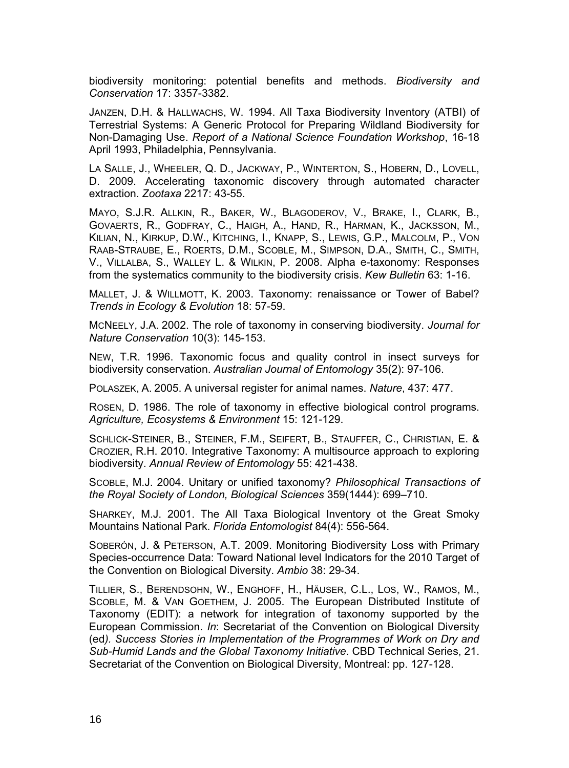biodiversity monitoring: potential benefits and methods. *Biodiversity and Conservation* 17: 3357-3382.

JANZEN, D.H. & HALLWACHS, W. 1994. All Taxa Biodiversity Inventory (ATBI) of Terrestrial Systems: A Generic Protocol for Preparing Wildland Biodiversity for Non-Damaging Use. *Report of a National Science Foundation Workshop*, 16-18 April 1993, Philadelphia, Pennsylvania.

LA SALLE, J., WHEELER, Q. D., JACKWAY, P., WINTERTON, S., HOBERN, D., LOVELL, D. 2009. Accelerating taxonomic discovery through automated character extraction. *Zootaxa* 2217: 43-55.

MAYO, S.J.R. ALLKIN, R., BAKER, W., BLAGODEROV, V., BRAKE, I., CLARK, B., GOVAERTS, R., GODFRAY, C., HAIGH, A., HAND, R., HARMAN, K., JACKSSON, M., KILIAN, N., KIRKUP, D.W., KITCHING, I., KNAPP, S., LEWIS, G.P., MALCOLM, P., VON RAAB-STRAUBE, E., ROERTS, D.M., SCOBLE, M., SIMPSON, D.A., SMITH, C., SMITH, V., VILLALBA, S., WALLEY L. & WILKIN, P. 2008. Alpha e-taxonomy: Responses from the systematics community to the biodiversity crisis. *Kew Bulletin* 63: 1-16.

MALLET, J. & WILLMOTT, K. 2003. Taxonomy: renaissance or Tower of Babel? *Trends in Ecology & Evolution* 18: 57-59.

MCNEELY, J.A. 2002. The role of taxonomy in conserving biodiversity. *Journal for Nature Conservation* 10(3): 145-153.

NEW, T.R. 1996. Taxonomic focus and quality control in insect surveys for biodiversity conservation. *Australian Journal of Entomology* 35(2): 97-106.

POLASZEK, A. 2005. A universal register for animal names. *Nature*, 437: 477.

ROSEN, D. 1986. The role of taxonomy in effective biological control programs. *Agriculture, Ecosystems & Environment* 15: 121-129.

SCHLICK-STEINER, B., STEINER, F.M., SEIFERT, B., STAUFFER, C., CHRISTIAN, E. & CROZIER, R.H. 2010. Integrative Taxonomy: A multisource approach to exploring biodiversity. *Annual Review of Entomology* 55: 421-438.

SCOBLE, M.J. 2004. Unitary or unified taxonomy? *Philosophical Transactions of the Royal Society of London, Biological Sciences* 359(1444): 699–710.

SHARKEY, M.J. 2001. The All Taxa Biological Inventory ot the Great Smoky Mountains National Park. *Florida Entomologist* 84(4): 556-564.

SOBERÓN, J. & PETERSON, A.T. 2009. Monitoring Biodiversity Loss with Primary Species-occurrence Data: Toward National level Indicators for the 2010 Target of the Convention on Biological Diversity. *Ambio* 38: 29-34.

TILLIER, S., BERENDSOHN, W., ENGHOFF, H., HÄUSER, C.L., LOS, W., RAMOS, M., SCOBLE, M. & VAN GOETHEM, J. 2005. The European Distributed Institute of Taxonomy (EDIT): a network for integration of taxonomy supported by the European Commission. *In*: Secretariat of the Convention on Biological Diversity (ed*). Success Stories in Implementation of the Programmes of Work on Dry and Sub-Humid Lands and the Global Taxonomy Initiative*. CBD Technical Series, 21. Secretariat of the Convention on Biological Diversity, Montreal: pp. 127-128.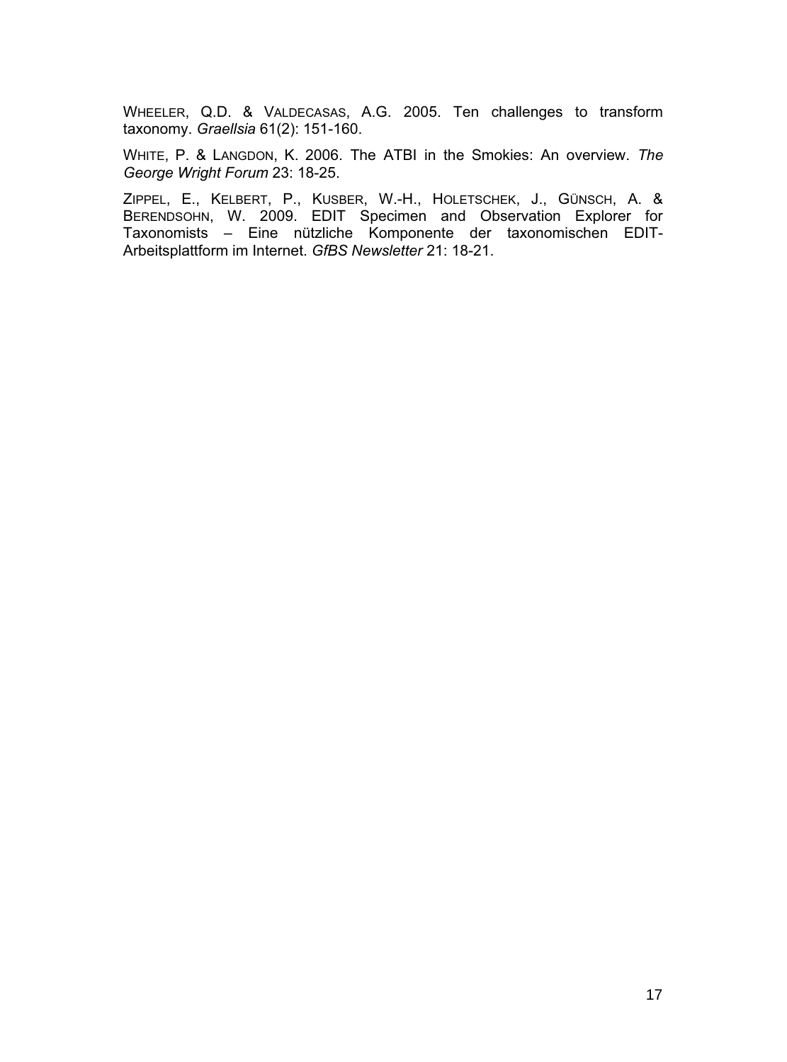WHEELER, Q.D. & VALDECASAS, A.G. 2005. Ten challenges to transform taxonomy. *Graellsia* 61(2): 151-160.

WHITE, P. & LANGDON, K. 2006. The ATBI in the Smokies: An overview. *The George Wright Forum* 23: 18-25.

ZIPPEL, E., KELBERT, P., KUSBER, W.-H., HOLETSCHEK, J., GÜNSCH, A. & BERENDSOHN, W. 2009. EDIT Specimen and Observation Explorer for Taxonomists – Eine nützliche Komponente der taxonomischen EDIT-Arbeitsplattform im Internet. *GfBS Newsletter* 21: 18-21.